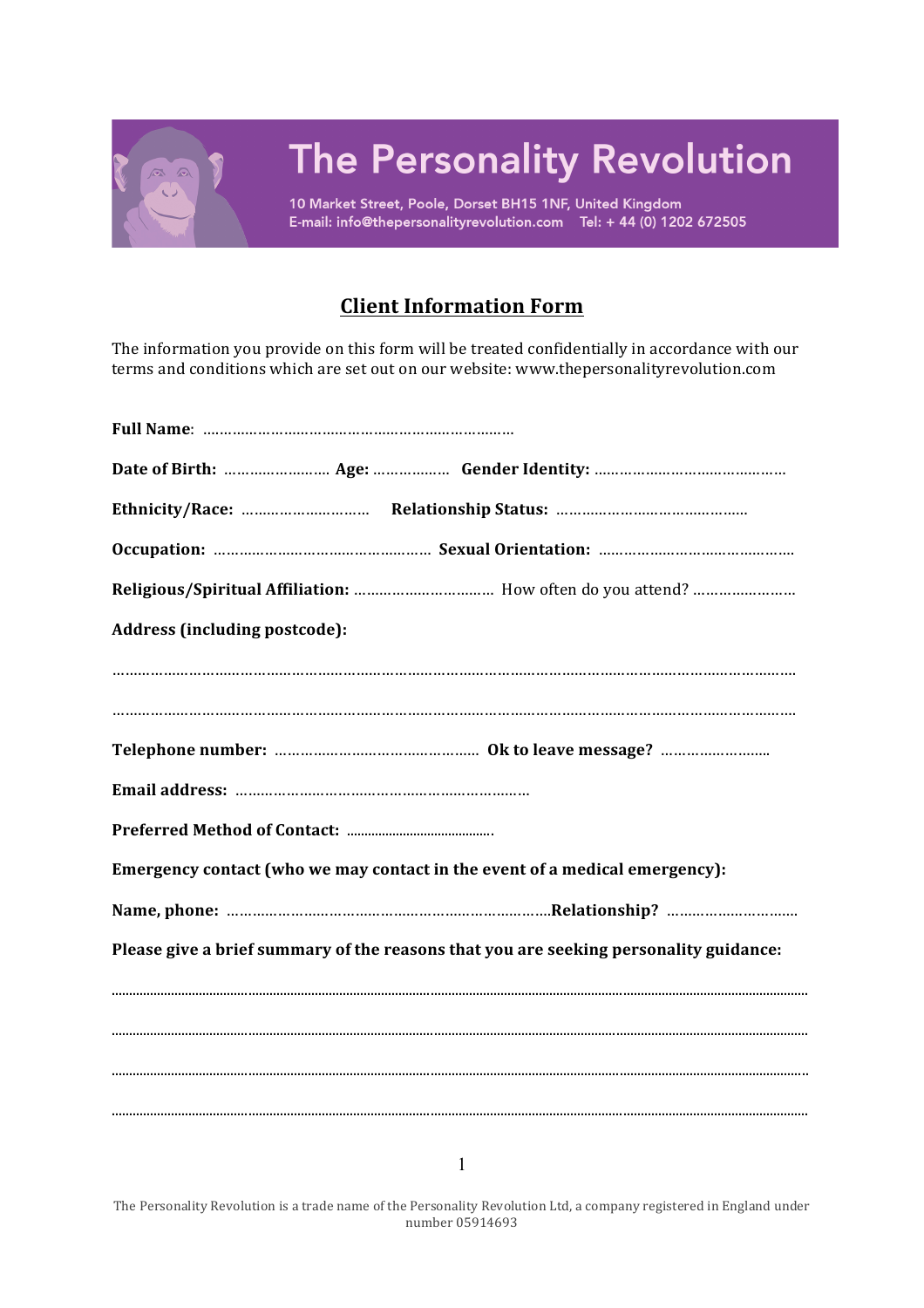# The Personality Revolution

10 Market Street, Poole, Dorset BH15 1NF, United Kingdom
E-mail: info@thepersonalityrevolution.com Tel: + 44 (0) 1202 672505

## Client Information Form

The information you provide on this form will be treated confidentially in accordance with our terms and conditions which are set out on our website: www.thepersonalityrevolution.com

**Full Name**: ………………………………………………………………

**Date of Birth:** …………………… **Age:** ……………… **Gender Identity:** ………………………………………

**Ethnicity/Race:** ………………………… **Relationship Status:** ………………………………………

**Occupation:** …………………………………………… **Sexual Orientation:** ………………………………………

**Religious/Spiritual Affiliation:** …………………………… How often do you attend? ……………………

**Address (including postcode):**

…………………………………………………………………………………………………………………………………

…………………………………………………………………………………………………………………………………

**Telephone number:** ……………………………………… **Ok to leave message?** ……………………..

**Email address:** ……………………………………………………………

**Preferred Method of Contact:** ……………………………….

**Emergency contact (who we may contact in the event of a medical emergency):**

**Name, phone:** ………………………………………………………………….**Relationship?** …………………………

**Please give a brief summary of the reasons that you are seeking personality guidance:**

…………………………………………………………………………………………………………………………………

…………………………………………………………………………………………………………………………………

…………………………………………………………………………………………………………………………………

…………………………………………………………………………………………………………………………………

The Personality Revolution is a trade name of the Personality Revolution Ltd, a company registered in England under number 05914693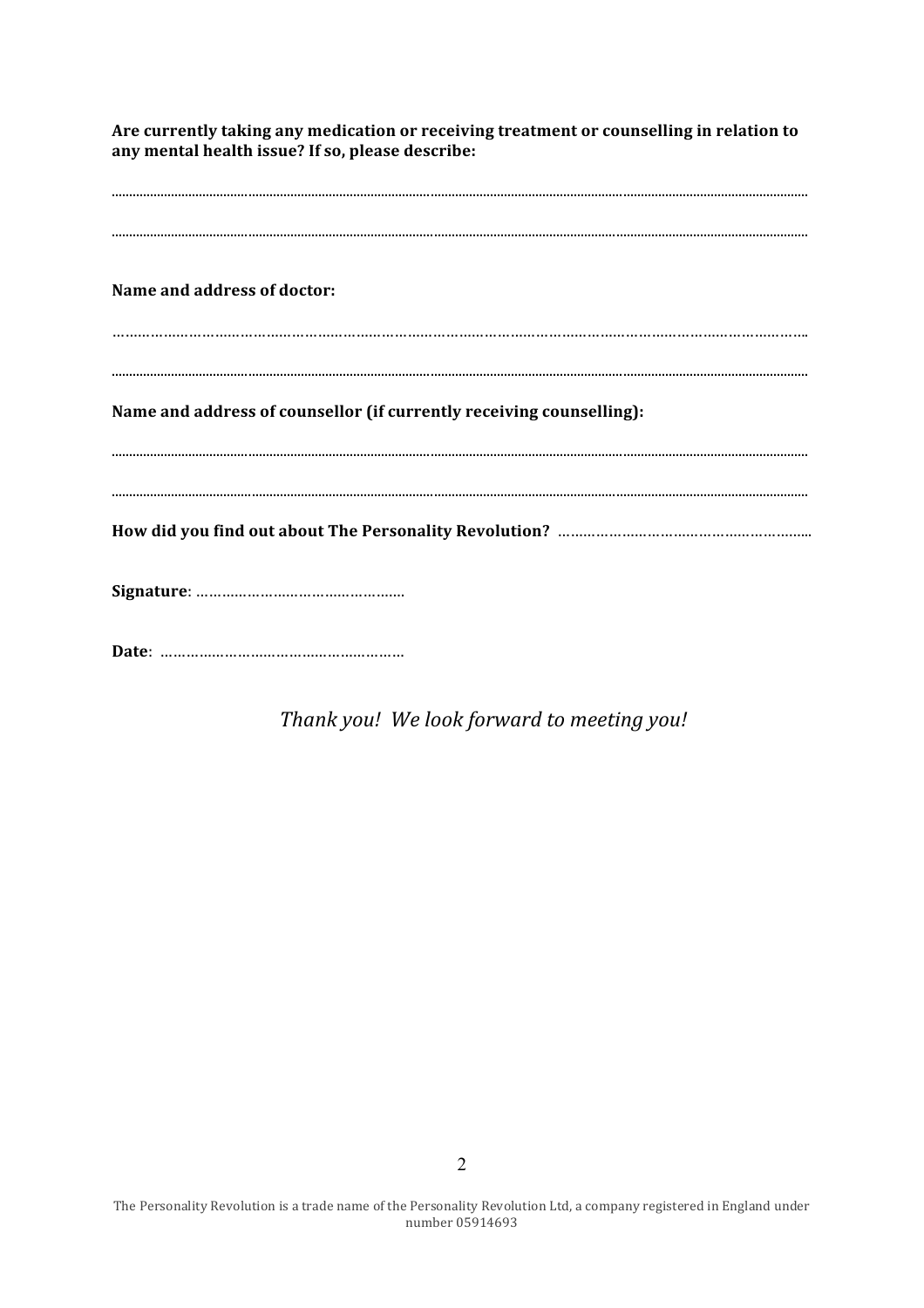**Are currently taking any medication or receiving treatment or counselling in relation to any mental health issue? If so, please describe:**

..........................................................................................................................................................................................................

..........................................................................................................................................................................................................

**Name and address of doctor:**

……………………………………………………………………………………………………………………………..

..........................................................................................................................................................................................................

**Name and address of counsellor (if currently receiving counselling):**

..........................................................................................................................................................................................................

..........................................................................................................................................................................................................

**How did you find out about The Personality Revolution?** …………………………………………………...

**Signature**: ……………………………………………

**Date**: …………………………………………………

*Thank you! We look forward to meeting you!*

The Personality Revolution is a trade name of the Personality Revolution Ltd, a company registered in England under number 05914693